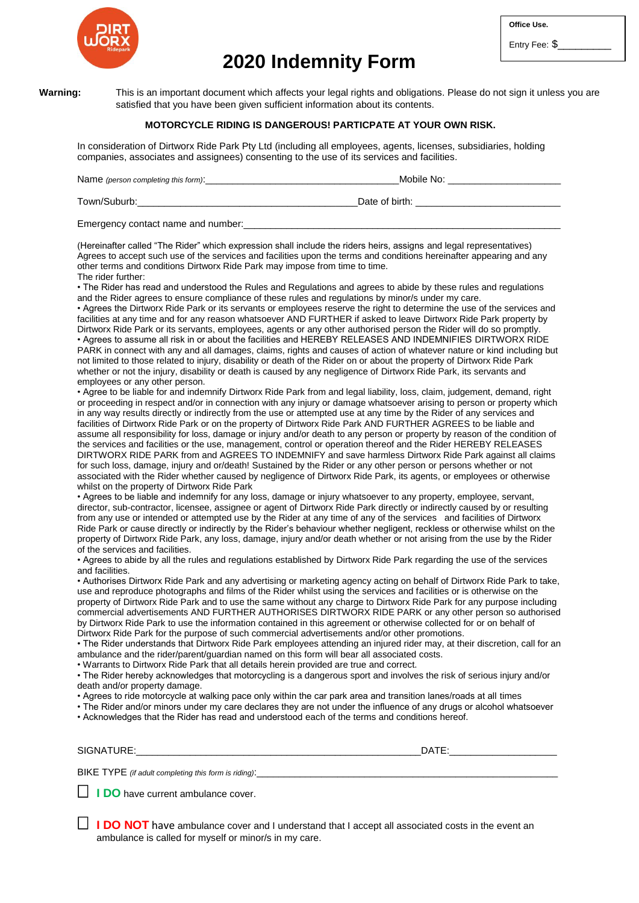Office Use.

Entry Fee: $__________

# 2020 Indemnity Form

**Warning:** This is an important document which affects your legal rights and obligations. Please do not sign it unless you are satisfied that you have been given sufficient information about its contents.

**MOTORCYCLE RIDING IS DANGEROUS! PARTICPATE AT YOUR OWN RISK.**

In consideration of Dirtworx Ride Park Pty Ltd (including all employees, agents, licenses, subsidiaries, holding companies, associates and assignees) consenting to the use of its services and facilities.

Name *(person completing this form)*:___________________________________Mobile No: ____________________

Town/Suburb:________________________________________Date of birth: __________________________

Emergency contact name and number:_____________________________________________________________

(Hereinafter called "The Rider" which expression shall include the riders heirs, assigns and legal representatives) Agrees to accept such use of the services and facilities upon the terms and conditions hereinafter appearing and any other terms and conditions Dirtworx Ride Park may impose from time to time.

The rider further:

- The Rider has read and understood the Rules and Regulations and agrees to abide by these rules and regulations and the Rider agrees to ensure compliance of these rules and regulations by minor/s under my care.
- Agrees the Dirtworx Ride Park or its servants or employees reserve the right to determine the use of the services and facilities at any time and for any reason whatsoever AND FURTHER if asked to leave Dirtworx Ride Park property by Dirtworx Ride Park or its servants, employees, agents or any other authorised person the Rider will do so promptly.
- Agrees to assume all risk in or about the facilities and HEREBY RELEASES AND INDEMNIFIES DIRTWORX RIDE PARK in connect with any and all damages, claims, rights and causes of action of whatever nature or kind including but not limited to those related to injury, disability or death of the Rider on or about the property of Dirtworx Ride Park whether or not the injury, disability or death is caused by any negligence of Dirtworx Ride Park, its servants and employees or any other person.
- Agree to be liable for and indemnify Dirtworx Ride Park from and legal liability, loss, claim, judgement, demand, right or proceeding in respect and/or in connection with any injury or damage whatsoever arising to person or property which in any way results directly or indirectly from the use or attempted use at any time by the Rider of any services and facilities of Dirtworx Ride Park or on the property of Dirtworx Ride Park AND FURTHER AGREES to be liable and assume all responsibility for loss, damage or injury and/or death to any person or property by reason of the condition of the services and facilities or the use, management, control or operation thereof and the Rider HEREBY RELEASES DIRTWORX RIDE PARK from and AGREES TO INDEMNIFY and save harmless Dirtworx Ride Park against all claims for such loss, damage, injury and or/death! Sustained by the Rider or any other person or persons whether or not associated with the Rider whether caused by negligence of Dirtworx Ride Park, its agents, or employees or otherwise whilst on the property of Dirtworx Ride Park
- Agrees to be liable and indemnify for any loss, damage or injury whatsoever to any property, employee, servant, director, sub-contractor, licensee, assignee or agent of Dirtworx Ride Park directly or indirectly caused by or resulting from any use or intended or attempted use by the Rider at any time of any of the services and facilities of Dirtworx Ride Park or cause directly or indirectly by the Rider's behaviour whether negligent, reckless or otherwise whilst on the property of Dirtworx Ride Park, any loss, damage, injury and/or death whether or not arising from the use by the Rider of the services and facilities.
- Agrees to abide by all the rules and regulations established by Dirtworx Ride Park regarding the use of the services and facilities.
- Authorises Dirtworx Ride Park and any advertising or marketing agency acting on behalf of Dirtworx Ride Park to take, use and reproduce photographs and films of the Rider whilst using the services and facilities or is otherwise on the property of Dirtworx Ride Park and to use the same without any charge to Dirtworx Ride Park for any purpose including commercial advertisements AND FURTHER AUTHORISES DIRTWORX RIDE PARK or any other person so authorised by Dirtworx Ride Park to use the information contained in this agreement or otherwise collected for or on behalf of Dirtworx Ride Park for the purpose of such commercial advertisements and/or other promotions.
- The Rider understands that Dirtworx Ride Park employees attending an injured rider may, at their discretion, call for an ambulance and the rider/parent/guardian named on this form will bear all associated costs.
- Warrants to Dirtworx Ride Park that all details herein provided are true and correct.
- The Rider hereby acknowledges that motorcycling is a dangerous sport and involves the risk of serious injury and/or death and/or property damage.
- Agrees to ride motorcycle at walking pace only within the car park area and transition lanes/roads at all times
- The Rider and/or minors under my care declares they are not under the influence of any drugs or alcohol whatsoever
- Acknowledges that the Rider has read and understood each of the terms and conditions hereof.

SIGNATURE:______________________________________________________DATE:____________________

BIKE TYPE *(if adult completing this form is riding)*:__________________________________________________________

☐ **I DO** have current ambulance cover.

☐ **I DO NOT** have ambulance cover and I understand that I accept all associated costs in the event an ambulance is called for myself or minor/s in my care.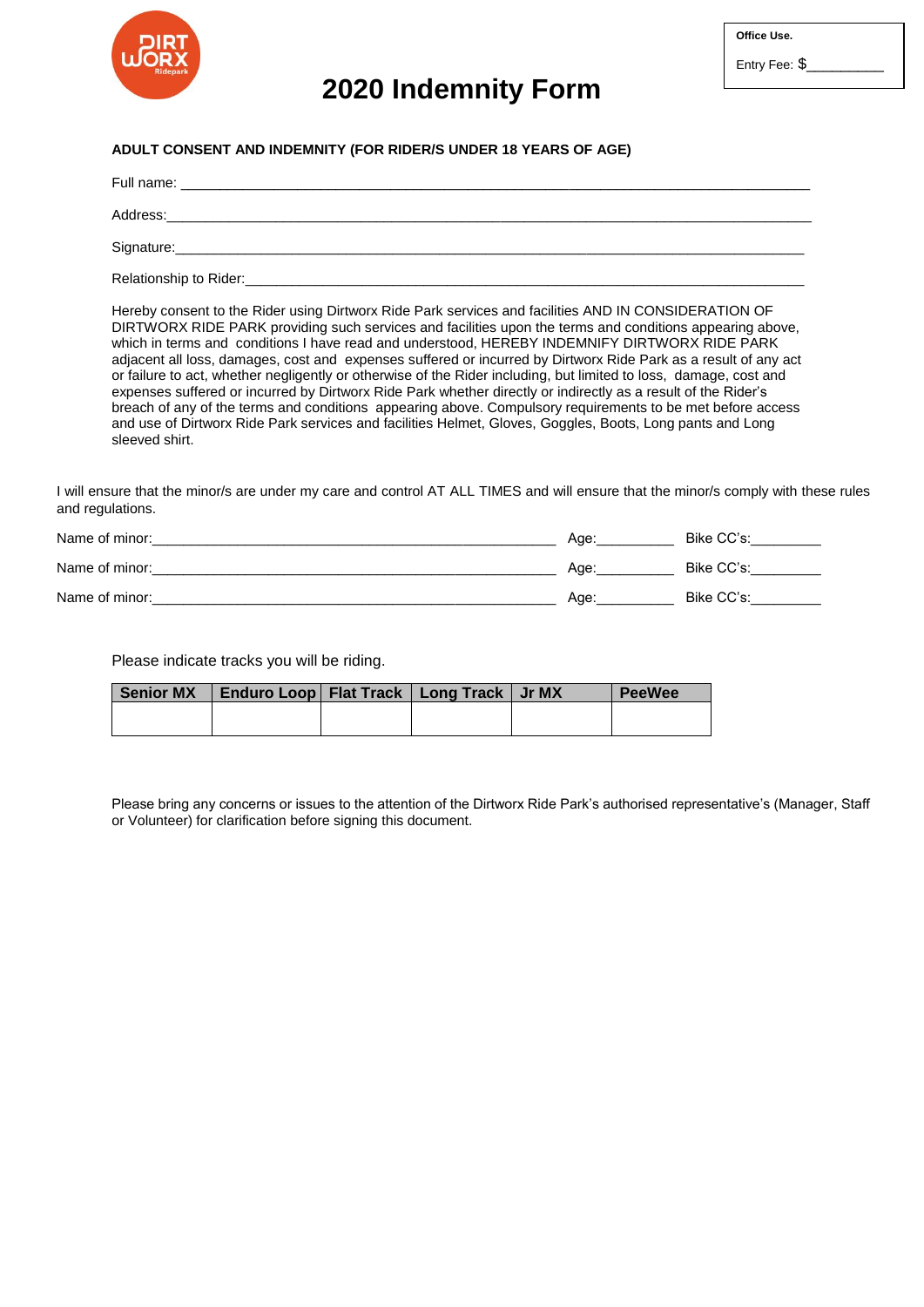Office Use.

Entry Fee: $__________

# 2020 Indemnity Form

**ADULT CONSENT AND INDEMNITY (FOR RIDER/S UNDER 18 YEARS OF AGE)**

Full name: ________________________________________________________________________________

Address:__________________________________________________________________________________

Signature:________________________________________________________________________________

Relationship to Rider:_____________________________________________________________________

Hereby consent to the Rider using Dirtworx Ride Park services and facilities AND IN CONSIDERATION OF DIRTWORX RIDE PARK providing such services and facilities upon the terms and conditions appearing above, which in terms and conditions I have read and understood, HEREBY INDEMNIFY DIRTWORX RIDE PARK adjacent all loss, damages, cost and expenses suffered or incurred by Dirtworx Ride Park as a result of any act or failure to act, whether negligently or otherwise of the Rider including, but limited to loss, damage, cost and expenses suffered or incurred by Dirtworx Ride Park whether directly or indirectly as a result of the Rider's breach of any of the terms and conditions appearing above. Compulsory requirements to be met before access and use of Dirtworx Ride Park services and facilities Helmet, Gloves, Goggles, Boots, Long pants and Long sleeved shirt.

I will ensure that the minor/s are under my care and control AT ALL TIMES and will ensure that the minor/s comply with these rules and regulations.

Name of minor:_____________________________________________________ Age:__________ Bike CC's:_________

Name of minor:_____________________________________________________ Age:__________ Bike CC's:_________

Name of minor:_____________________________________________________ Age:__________ Bike CC's:_________

Please indicate tracks you will be riding.

| Senior MX | Enduro Loop | Flat Track | Long Track | Jr MX | PeeWee |
|---|---|---|---|---|---|
| | | | | | |

Please bring any concerns or issues to the attention of the Dirtworx Ride Park's authorised representative's (Manager, Staff or Volunteer) for clarification before signing this document.